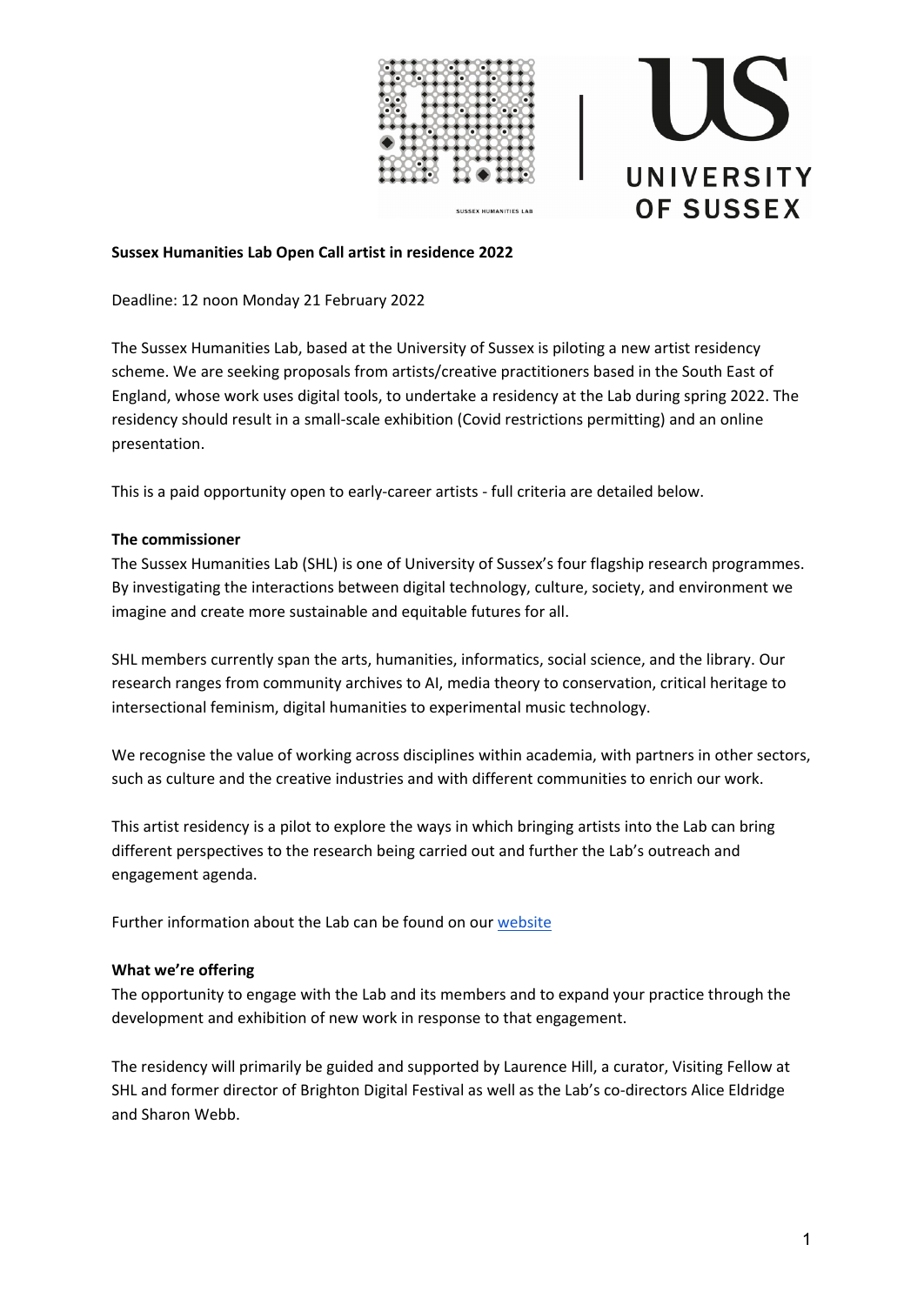**Sussex Humanities Lab Open Call artist in residence 2022**

Deadline: 12 noon Monday 21 February 2022

The Sussex Humanities Lab, based at the University of Sussex is piloting a new artist residency scheme. We are seeking proposals from artists/creative practitioners based in the South East of England, whose work uses digital tools, to undertake a residency at the Lab during spring 2022. The residency should result in a small-scale exhibition (Covid restrictions permitting) and an online presentation.

This is a paid opportunity open to early-career artists - full criteria are detailed below.

**The commissioner**

The Sussex Humanities Lab (SHL) is one of University of Sussex's four flagship research programmes. By investigating the interactions between digital technology, culture, society, and environment we imagine and create more sustainable and equitable futures for all.

SHL members currently span the arts, humanities, informatics, social science, and the library. Our research ranges from community archives to AI, media theory to conservation, critical heritage to intersectional feminism, digital humanities to experimental music technology.

We recognise the value of working across disciplines within academia, with partners in other sectors, such as culture and the creative industries and with different communities to enrich our work.

This artist residency is a pilot to explore the ways in which bringing artists into the Lab can bring different perspectives to the research being carried out and further the Lab's outreach and engagement agenda.

Further information about the Lab can be found on our website

**What we're offering**

The opportunity to engage with the Lab and its members and to expand your practice through the development and exhibition of new work in response to that engagement.

The residency will primarily be guided and supported by Laurence Hill, a curator, Visiting Fellow at SHL and former director of Brighton Digital Festival as well as the Lab's co-directors Alice Eldridge and Sharon Webb.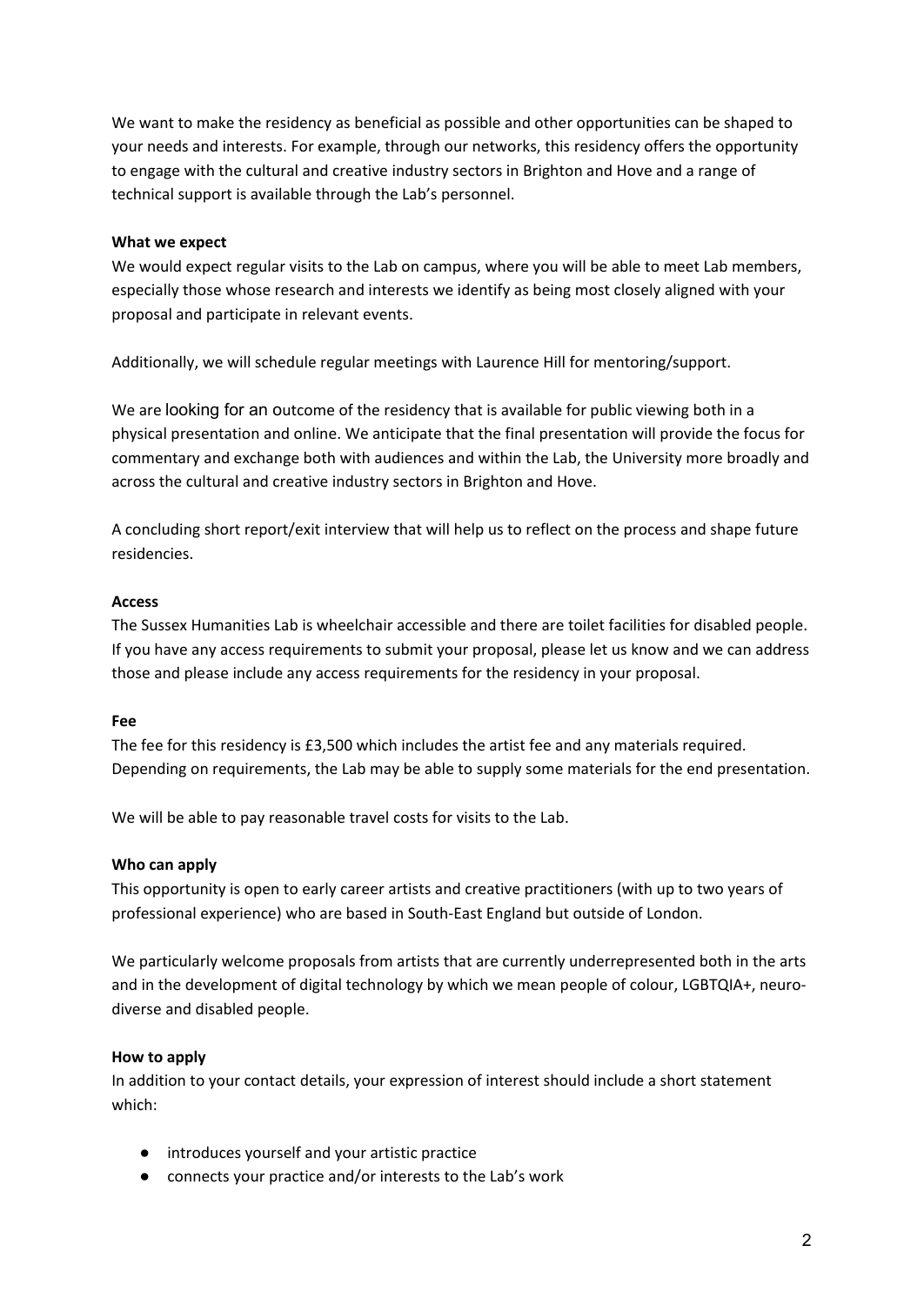We want to make the residency as beneficial as possible and other opportunities can be shaped to your needs and interests. For example, through our networks, this residency offers the opportunity to engage with the cultural and creative industry sectors in Brighton and Hove and a range of technical support is available through the Lab's personnel.

**What we expect**

We would expect regular visits to the Lab on campus, where you will be able to meet Lab members, especially those whose research and interests we identify as being most closely aligned with your proposal and participate in relevant events.

Additionally, we will schedule regular meetings with Laurence Hill for mentoring/support.

We are looking for an outcome of the residency that is available for public viewing both in a physical presentation and online. We anticipate that the final presentation will provide the focus for commentary and exchange both with audiences and within the Lab, the University more broadly and across the cultural and creative industry sectors in Brighton and Hove.

A concluding short report/exit interview that will help us to reflect on the process and shape future residencies.

**Access**

The Sussex Humanities Lab is wheelchair accessible and there are toilet facilities for disabled people. If you have any access requirements to submit your proposal, please let us know and we can address those and please include any access requirements for the residency in your proposal.

**Fee**

The fee for this residency is £3,500 which includes the artist fee and any materials required. Depending on requirements, the Lab may be able to supply some materials for the end presentation.

We will be able to pay reasonable travel costs for visits to the Lab.

**Who can apply**

This opportunity is open to early career artists and creative practitioners (with up to two years of professional experience) who are based in South-East England but outside of London.

We particularly welcome proposals from artists that are currently underrepresented both in the arts and in the development of digital technology by which we mean people of colour, LGBTQIA+, neuro-diverse and disabled people.

**How to apply**

In addition to your contact details, your expression of interest should include a short statement which:

- introduces yourself and your artistic practice
- connects your practice and/or interests to the Lab's work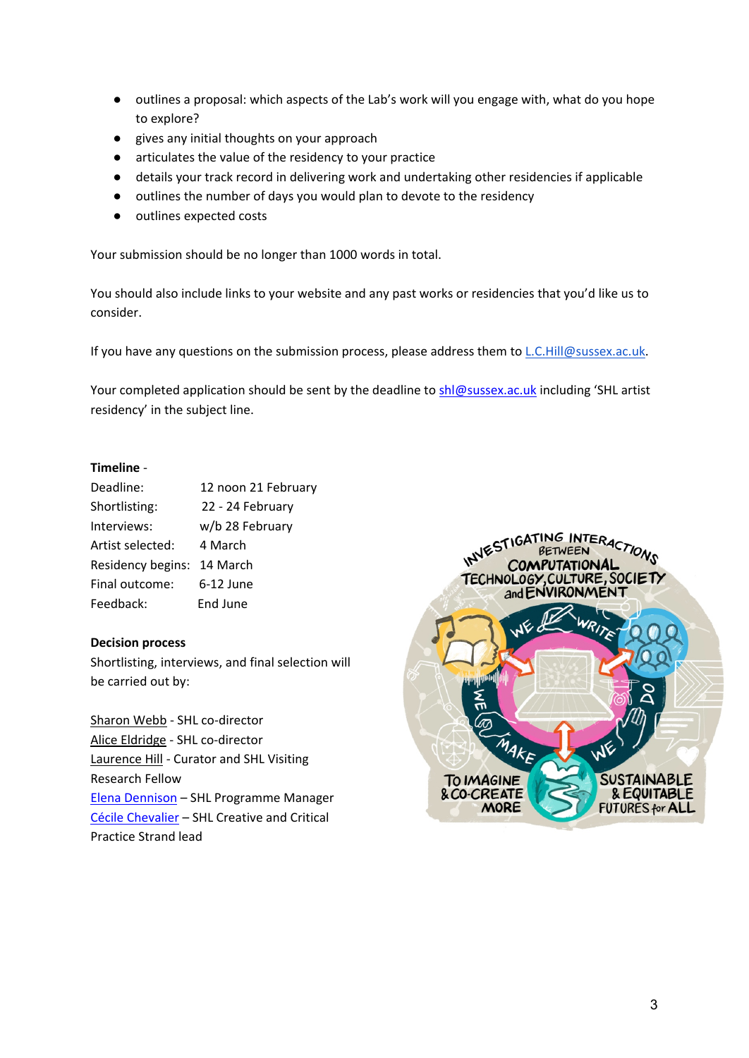- outlines a proposal: which aspects of the Lab's work will you engage with, what do you hope to explore?
- gives any initial thoughts on your approach
- articulates the value of the residency to your practice
- details your track record in delivering work and undertaking other residencies if applicable
- outlines the number of days you would plan to devote to the residency
- outlines expected costs

Your submission should be no longer than 1000 words in total.

You should also include links to your website and any past works or residencies that you'd like us to consider.

If you have any questions on the submission process, please address them to L.C.Hill@sussex.ac.uk.

Your completed application should be sent by the deadline to shl@sussex.ac.uk including 'SHL artist residency' in the subject line.

**Timeline** -

| | |
|---|---|
| Deadline: | 12 noon 21 February |
| Shortlisting: | 22 - 24 February |
| Interviews: | w/b 28 February |
| Artist selected: | 4 March |
| Residency begins: | 14 March |
| Final outcome: | 6-12 June |
| Feedback: | End June |

**Decision process**

Shortlisting, interviews, and final selection will be carried out by:

Sharon Webb - SHL co-director
Alice Eldridge - SHL co-director
Laurence Hill - Curator and SHL Visiting Research Fellow
Elena Dennison – SHL Programme Manager
Cécile Chevalier – SHL Creative and Critical Practice Strand lead

INVESTIGATING INTERACTIONS BETWEEN COMPUTATIONAL TECHNOLOGY, CULTURE, SOCIETY and ENVIRONMENT

WE WRITE
WE DO
WE MAKE
WE

TO IMAGINE & CO-CREATE MORE
SUSTAINABLE & EQUITABLE FUTURES for ALL